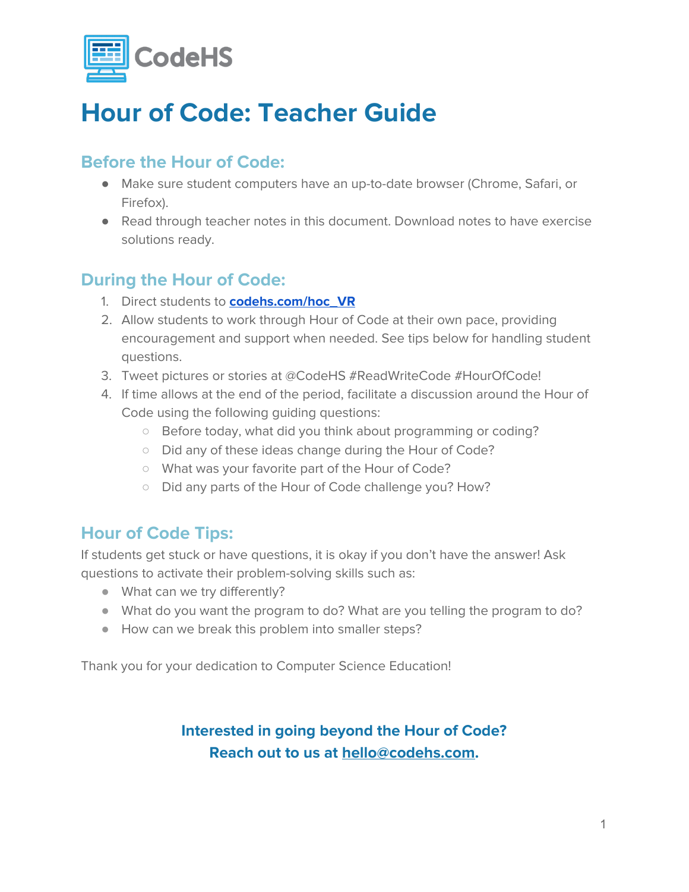CodeHS

# Hour of Code: Teacher Guide

## Before the Hour of Code:

- Make sure student computers have an up-to-date browser (Chrome, Safari, or Firefox).
- Read through teacher notes in this document. Download notes to have exercise solutions ready.

## During the Hour of Code:

1. Direct students to **codehs.com/hoc_VR**
2. Allow students to work through Hour of Code at their own pace, providing encouragement and support when needed. See tips below for handling student questions.
3. Tweet pictures or stories at @CodeHS #ReadWriteCode #HourOfCode!
4. If time allows at the end of the period, facilitate a discussion around the Hour of Code using the following guiding questions:
   - Before today, what did you think about programming or coding?
   - Did any of these ideas change during the Hour of Code?
   - What was your favorite part of the Hour of Code?
   - Did any parts of the Hour of Code challenge you? How?

## Hour of Code Tips:

If students get stuck or have questions, it is okay if you don't have the answer! Ask questions to activate their problem-solving skills such as:

- What can we try differently?
- What do you want the program to do? What are you telling the program to do?
- How can we break this problem into smaller steps?

Thank you for your dedication to Computer Science Education!

**Interested in going beyond the Hour of Code?**
**Reach out to us at hello@codehs.com.**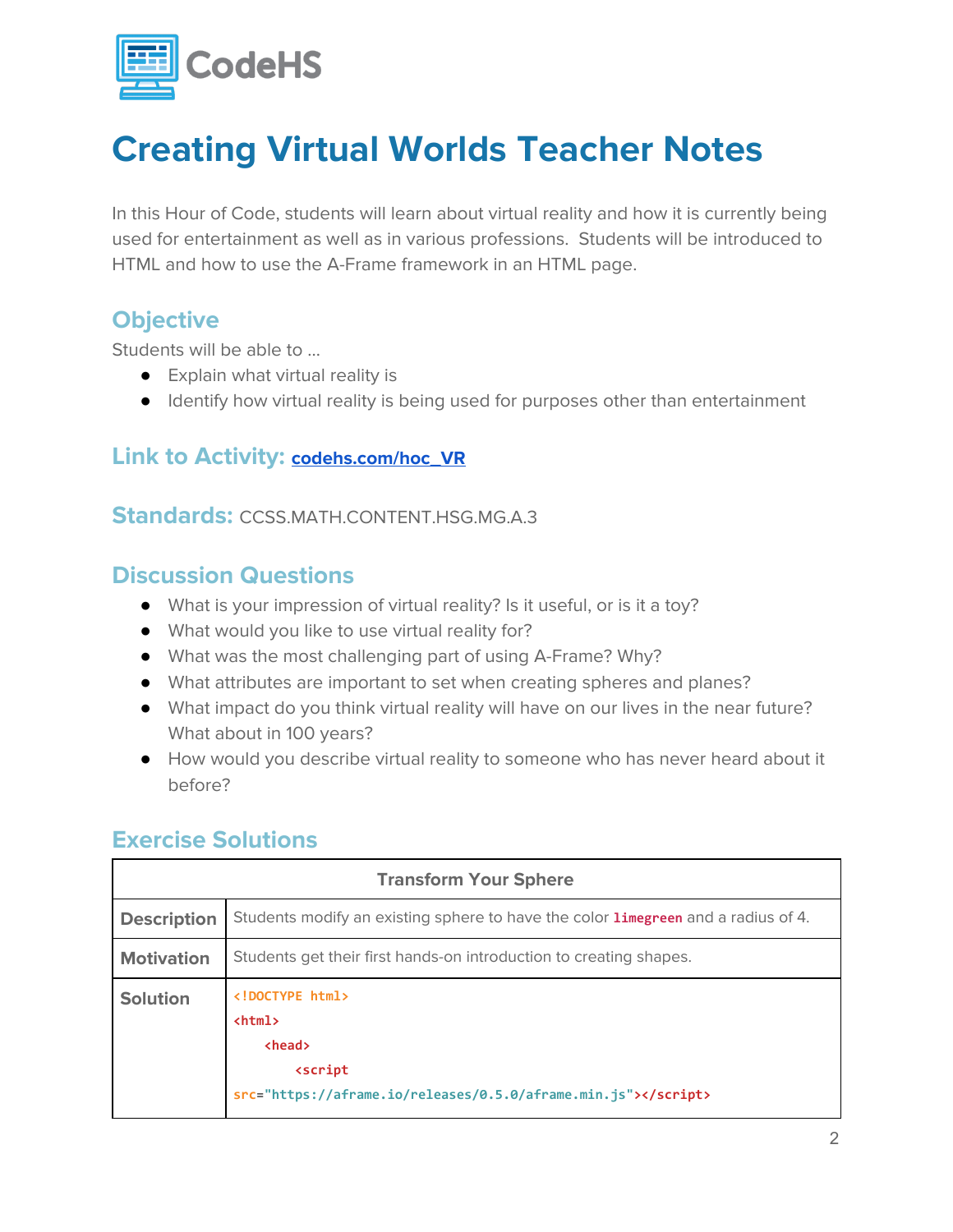# Creating Virtual Worlds Teacher Notes

In this Hour of Code, students will learn about virtual reality and how it is currently being used for entertainment as well as in various professions. Students will be introduced to HTML and how to use the A-Frame framework in an HTML page.

## Objective

Students will be able to ...

- Explain what virtual reality is
- Identify how virtual reality is being used for purposes other than entertainment

## Link to Activity: [codehs.com/hoc_VR](codehs.com/hoc_VR)

## Standards: CCSS.MATH.CONTENT.HSG.MG.A.3

## Discussion Questions

- What is your impression of virtual reality? Is it useful, or is it a toy?
- What would you like to use virtual reality for?
- What was the most challenging part of using A-Frame? Why?
- What attributes are important to set when creating spheres and planes?
- What impact do you think virtual reality will have on our lives in the near future? What about in 100 years?
- How would you describe virtual reality to someone who has never heard about it before?

## Exercise Solutions

| Transform Your Sphere | |
|---|---|
| **Description** | Students modify an existing sphere to have the color `limegreen` and a radius of 4. |
| **Motivation** | Students get their first hands-on introduction to creating shapes. |
| **Solution** | `<!DOCTYPE html>`<br>`<html>`<br>`<head>`<br>`<script src="https://aframe.io/releases/0.5.0/aframe.min.js"></script>` |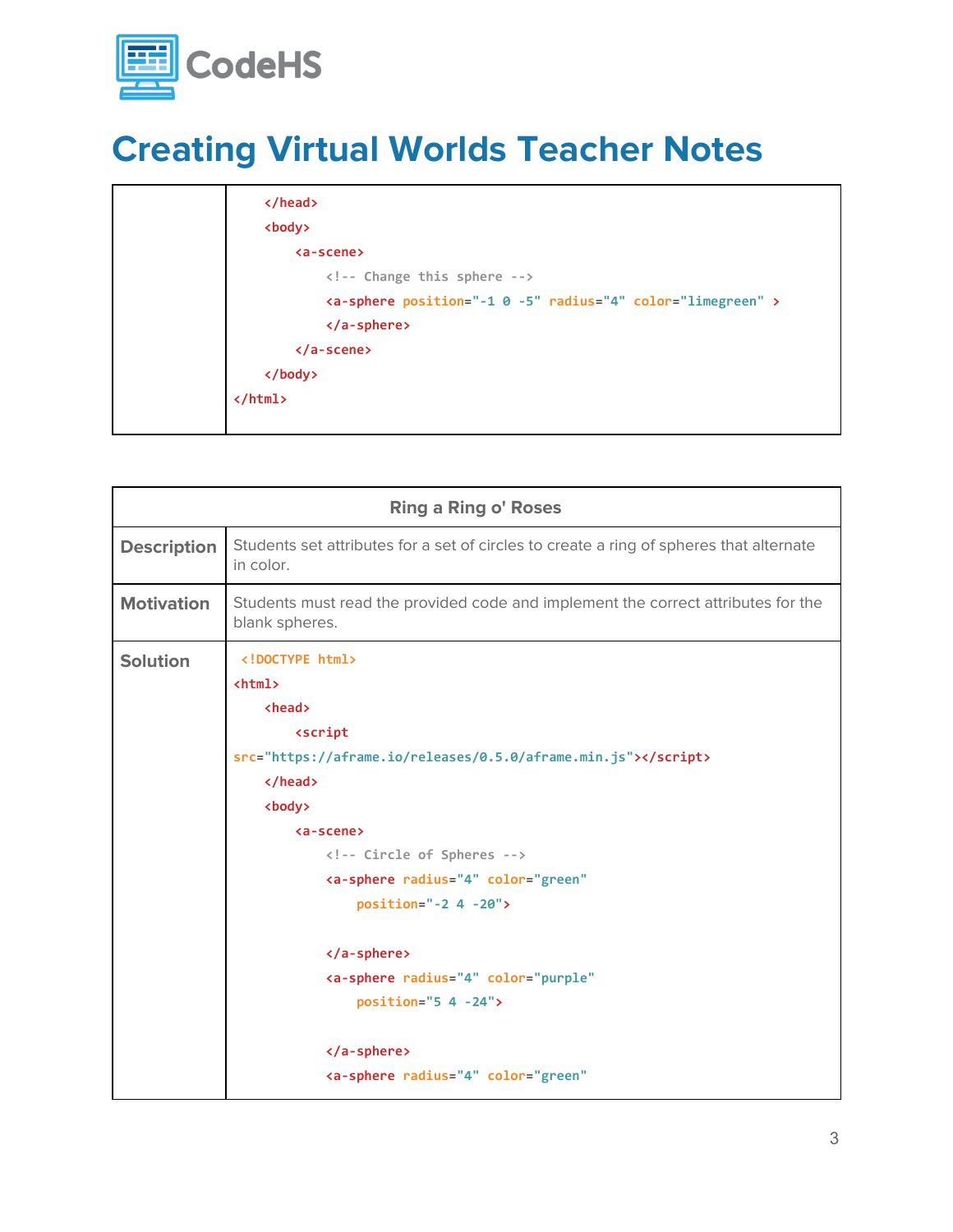# Creating Virtual Worlds Teacher Notes

```
    </head>
    <body>
        <a-scene>
            <!-- Change this sphere -->
            <a-sphere position="-1 0 -5" radius="4" color="limegreen" >
            </a-sphere>
        </a-scene>
    </body>
</html>
```

| Ring a Ring o' Roses | |
|---|---|
| **Description** | Students set attributes for a set of circles to create a ring of spheres that alternate in color. |
| **Motivation** | Students must read the provided code and implement the correct attributes for the blank spheres. |
| **Solution** | (see code below) |

```
<!DOCTYPE html>
<html>
    <head>
        <script
src="https://aframe.io/releases/0.5.0/aframe.min.js"></script>
    </head>
    <body>
        <a-scene>
            <!-- Circle of Spheres -->
            <a-sphere radius="4" color="green"
                position="-2 4 -20">

            </a-sphere>
            <a-sphere radius="4" color="purple"
                position="5 4 -24">

            </a-sphere>
            <a-sphere radius="4" color="green"
```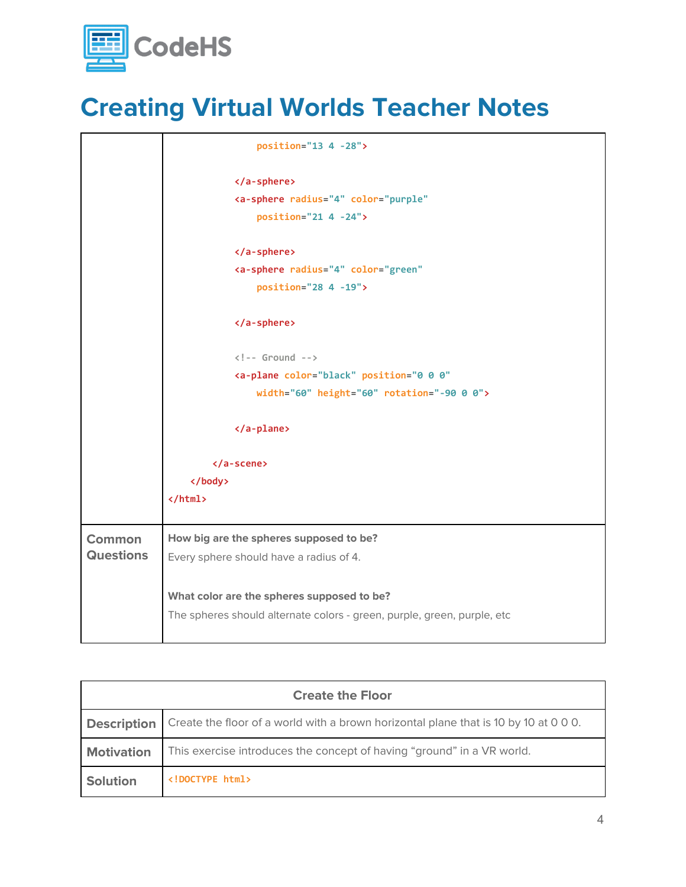# Creating Virtual Worlds Teacher Notes

| | |
|---|---|
| | ```<br>            position="13 4 -28"><br><br>        </a-sphere><br>        <a-sphere radius="4" color="purple"<br>            position="21 4 -24"><br><br>        </a-sphere><br>        <a-sphere radius="4" color="green"<br>            position="28 4 -19"><br><br>        </a-sphere><br><br>        <!-- Ground --><br>        <a-plane color="black" position="0 0 0"<br>            width="60" height="60" rotation="-90 0 0"><br><br>        </a-plane><br><br>    </a-scene><br>  </body><br></html><br>``` |
| **Common Questions** | **How big are the spheres supposed to be?**<br>Every sphere should have a radius of 4.<br><br>**What color are the spheres supposed to be?**<br>The spheres should alternate colors - green, purple, green, purple, etc |

| Create the Floor | |
|---|---|
| **Description** | Create the floor of a world with a brown horizontal plane that is 10 by 10 at 0 0 0. |
| **Motivation** | This exercise introduces the concept of having “ground” in a VR world. |
| **Solution** | `<!DOCTYPE html>` |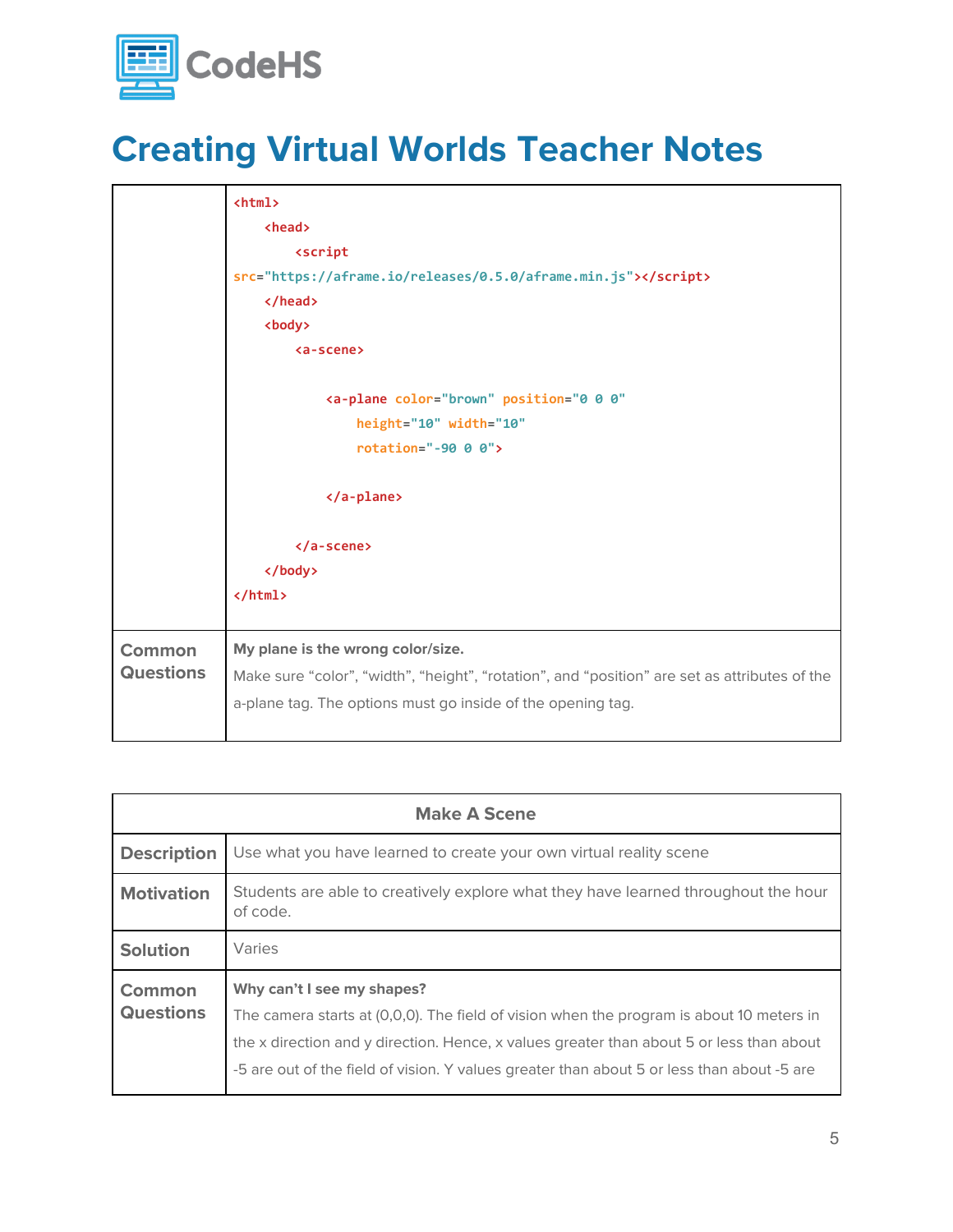![CodeHS]

# Creating Virtual Worlds Teacher Notes

| | |
|---|---|
| | `<html>`<br>`    <head>`<br>`        <script`<br>`src="https://aframe.io/releases/0.5.0/aframe.min.js"></script>`<br>`    </head>`<br>`    <body>`<br>`        <a-scene>`<br><br>`            <a-plane color="brown" position="0 0 0"`<br>`                height="10" width="10"`<br>`                rotation="-90 0 0">`<br><br>`            </a-plane>`<br><br>`        </a-scene>`<br>`    </body>`<br>`</html>` |
| **Common Questions** | **My plane is the wrong color/size.**<br>Make sure “color”, “width”, “height”, “rotation”, and “position” are set as attributes of the a-plane tag. The options must go inside of the opening tag. |

| **Make A Scene** | |
|---|---|
| **Description** | Use what you have learned to create your own virtual reality scene |
| **Motivation** | Students are able to creatively explore what they have learned throughout the hour of code. |
| **Solution** | Varies |
| **Common Questions** | **Why can’t I see my shapes?**<br>The camera starts at (0,0,0). The field of vision when the program is about 10 meters in the x direction and y direction. Hence, x values greater than about 5 or less than about -5 are out of the field of vision. Y values greater than about 5 or less than about -5 are |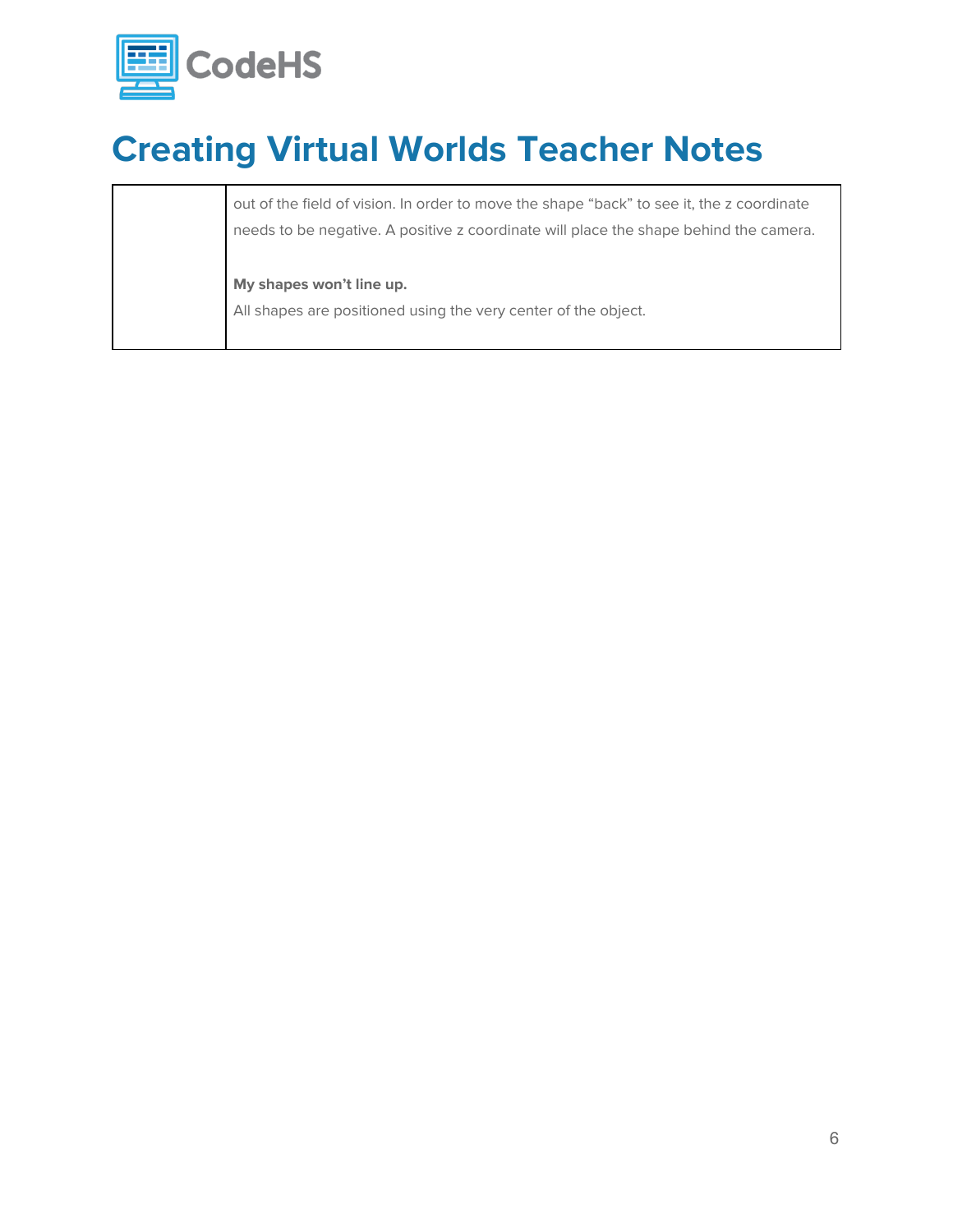# Creating Virtual Worlds Teacher Notes

| | |
|---|---|
| | out of the field of vision. In order to move the shape “back” to see it, the z coordinate needs to be negative. A positive z coordinate will place the shape behind the camera.<br><br>**My shapes won’t line up.**<br>All shapes are positioned using the very center of the object. |